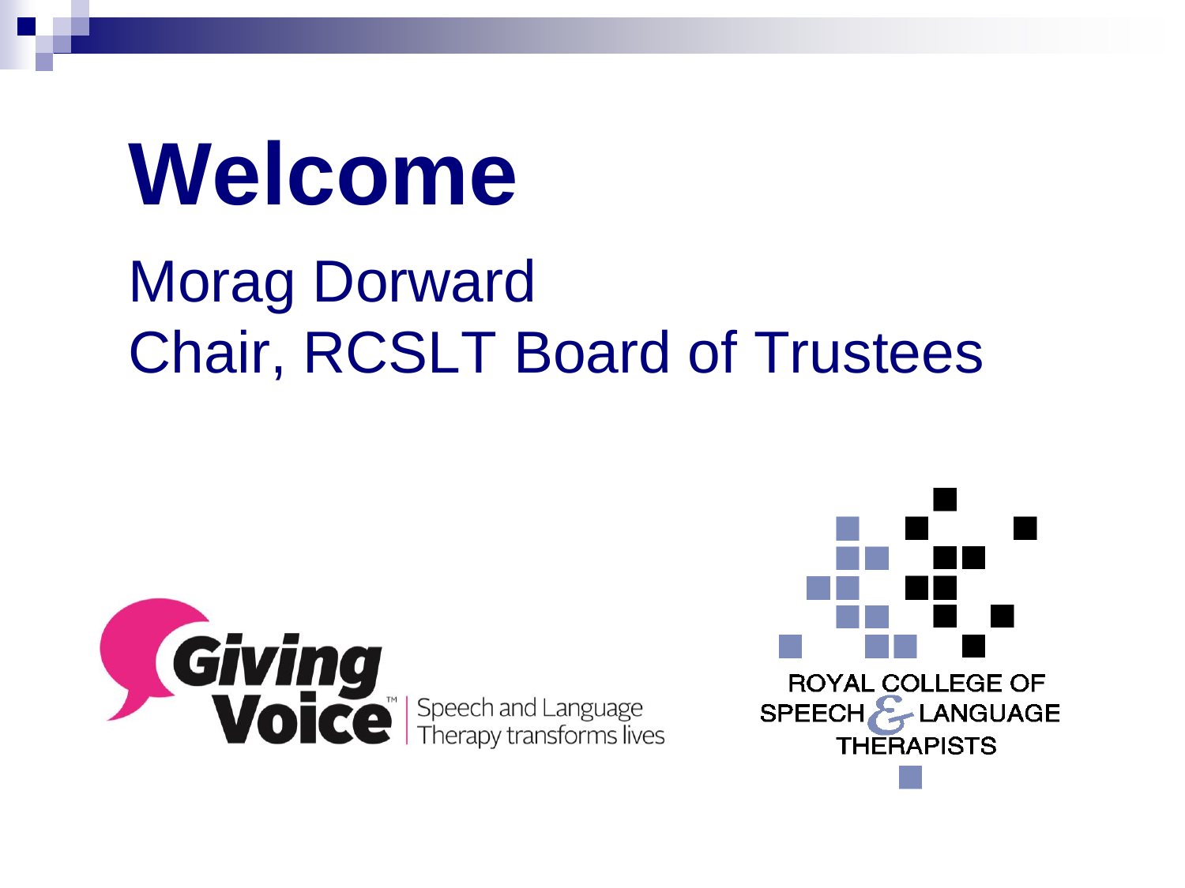# Welcome

Morag Dorward
Chair, RCSLT Board of Trustees

Giving Voice™ | Speech and Language Therapy transforms lives

ROYAL COLLEGE OF SPEECH & LANGUAGE THERAPISTS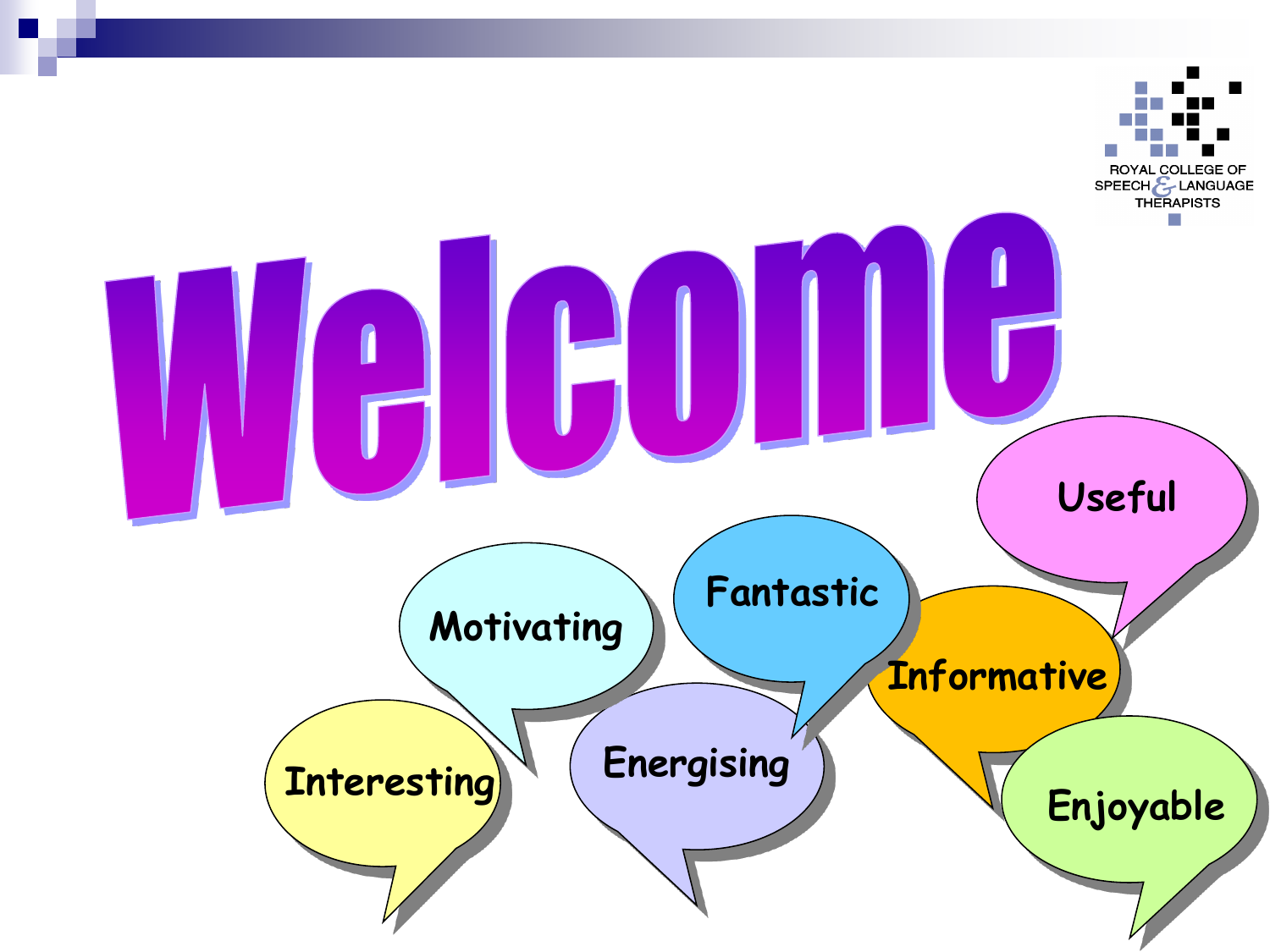ROYAL COLLEGE OF SPEECH & LANGUAGE THERAPISTS

# Welcome

Useful

Motivating

Fantastic

Informative

Interesting

Energising

Enjoyable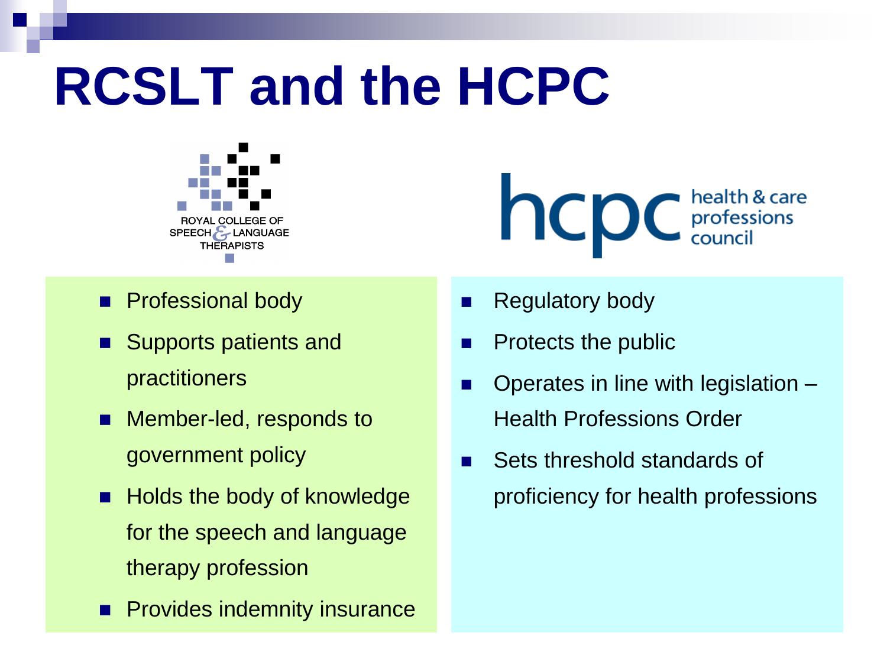# RCSLT and the HCPC

ROYAL COLLEGE OF SPEECH & LANGUAGE THERAPISTS

- Professional body
- Supports patients and practitioners
- Member-led, responds to government policy
- Holds the body of knowledge for the speech and language therapy profession
- Provides indemnity insurance

hcpc health & care professions council

- Regulatory body
- Protects the public
- Operates in line with legislation – Health Professions Order
- Sets threshold standards of proficiency for health professions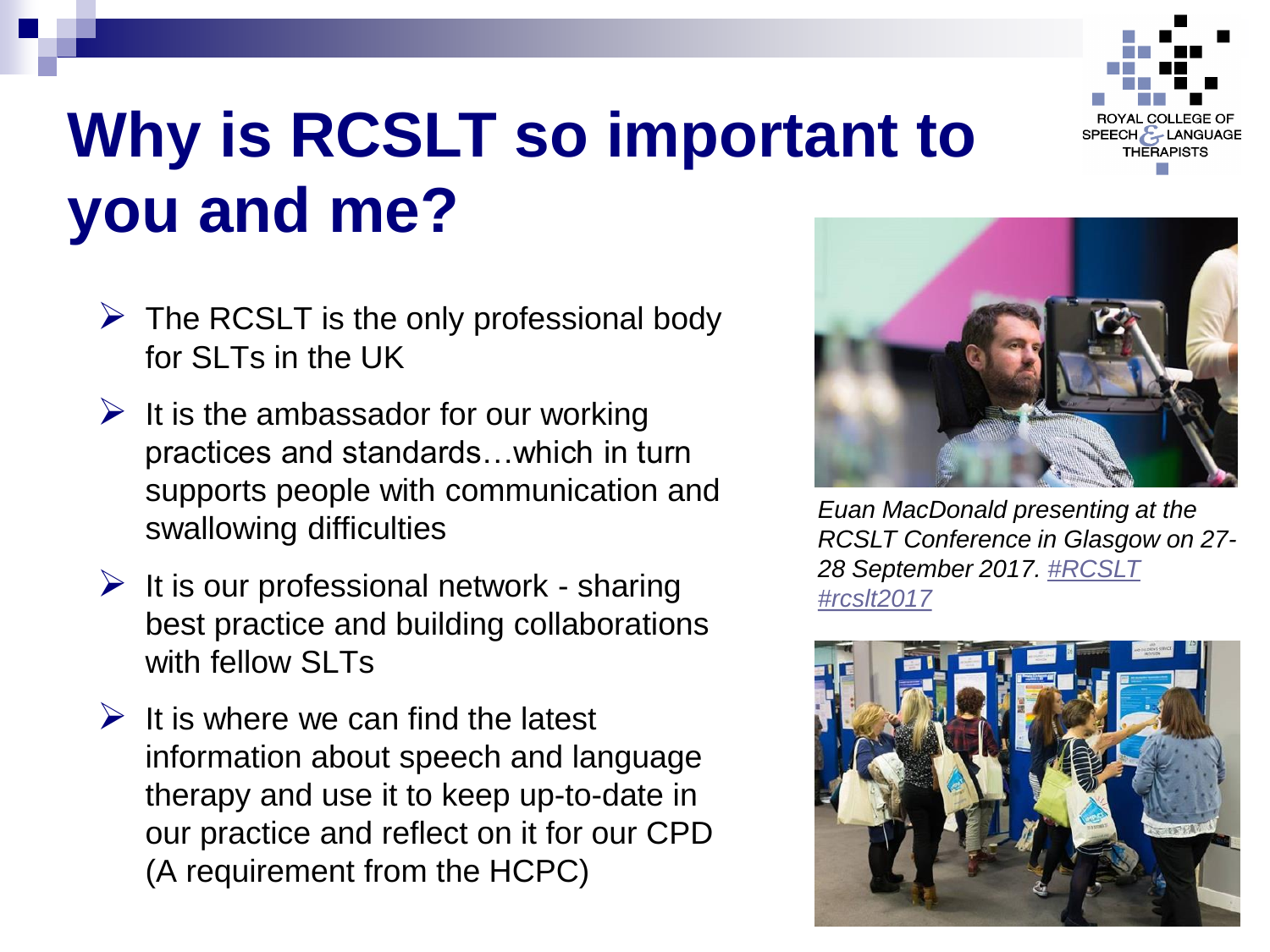# Why is RCSLT so important to you and me?

- The RCSLT is the only professional body for SLTs in the UK
- It is the ambassador for our working practices and standards…which in turn supports people with communication and swallowing difficulties
- It is our professional network - sharing best practice and building collaborations with fellow SLTs
- It is where we can find the latest information about speech and language therapy and use it to keep up-to-date in our practice and reflect on it for our CPD (A requirement from the HCPC)

*Euan MacDonald presenting at the RCSLT Conference in Glasgow on 27-28 September 2017. #RCSLT #rcslt2017*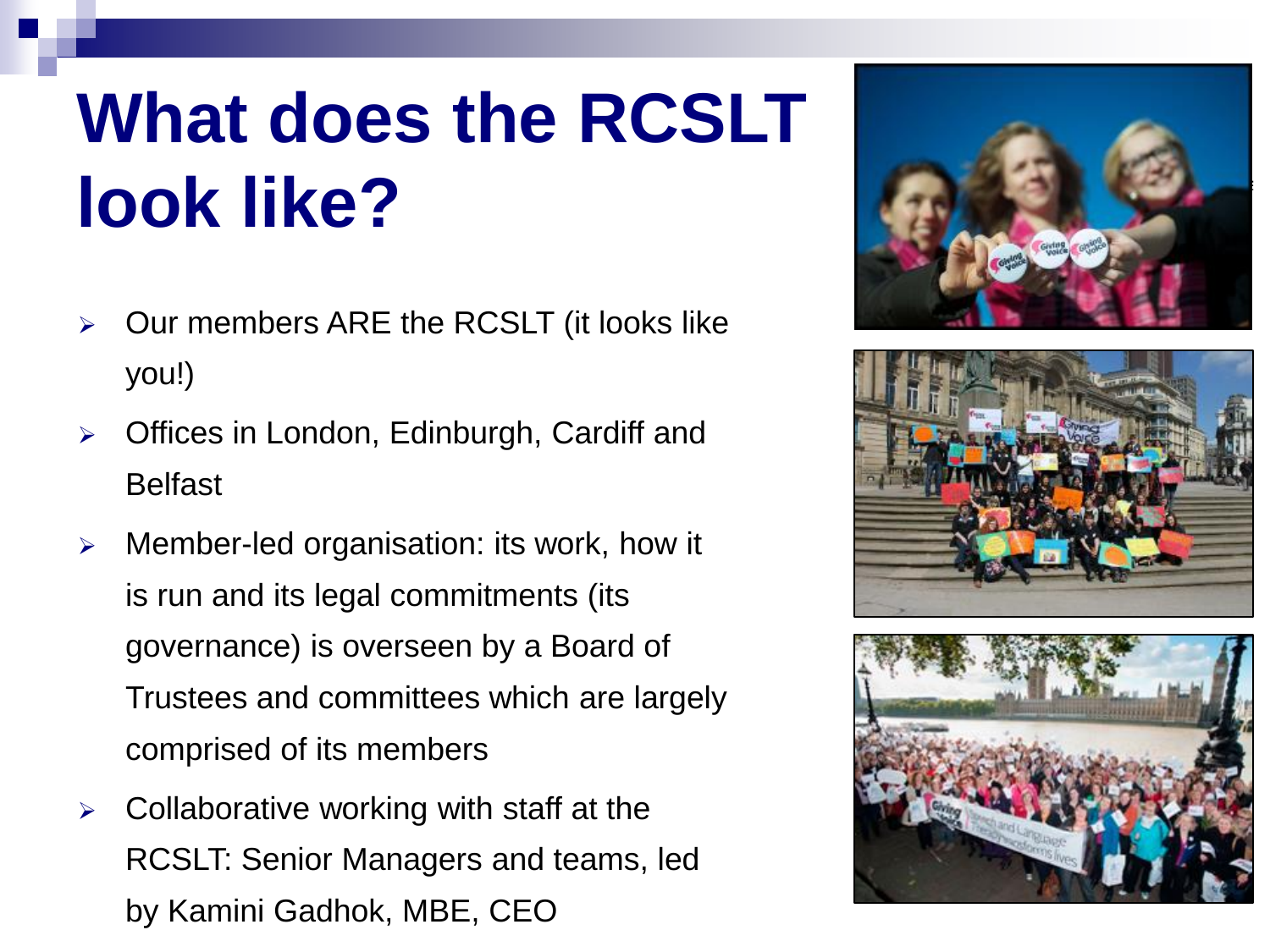# What does the RCSLT look like?

- Our members ARE the RCSLT (it looks like you!)
- Offices in London, Edinburgh, Cardiff and Belfast
- Member-led organisation: its work, how it is run and its legal commitments (its governance) is overseen by a Board of Trustees and committees which are largely comprised of its members
- Collaborative working with staff at the RCSLT: Senior Managers and teams, led by Kamini Gadhok, MBE, CEO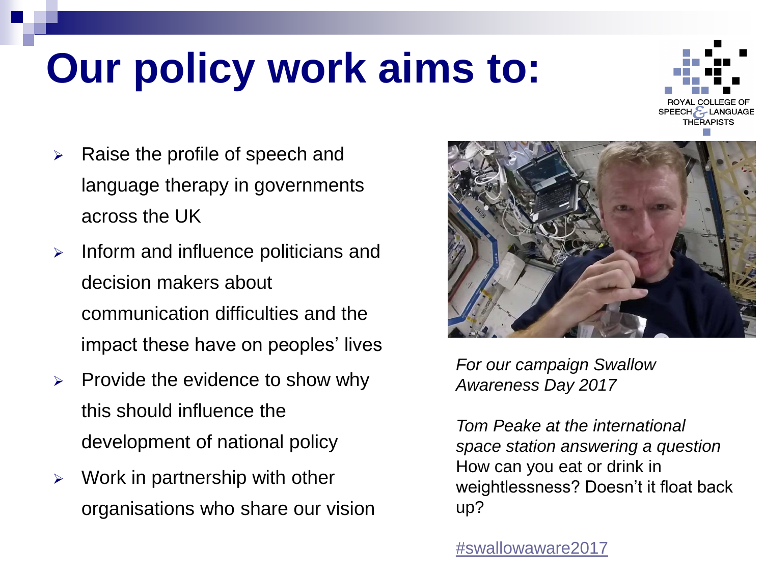# Our policy work aims to:

ROYAL COLLEGE OF SPEECH & LANGUAGE THERAPISTS

- Raise the profile of speech and language therapy in governments across the UK
- Inform and influence politicians and decision makers about communication difficulties and the impact these have on peoples' lives
- Provide the evidence to show why this should influence the development of national policy
- Work in partnership with other organisations who share our vision

*For our campaign Swallow Awareness Day 2017*

*Tom Peake at the international space station answering a question* How can you eat or drink in weightlessness? Doesn't it float back up?

#swallowaware2017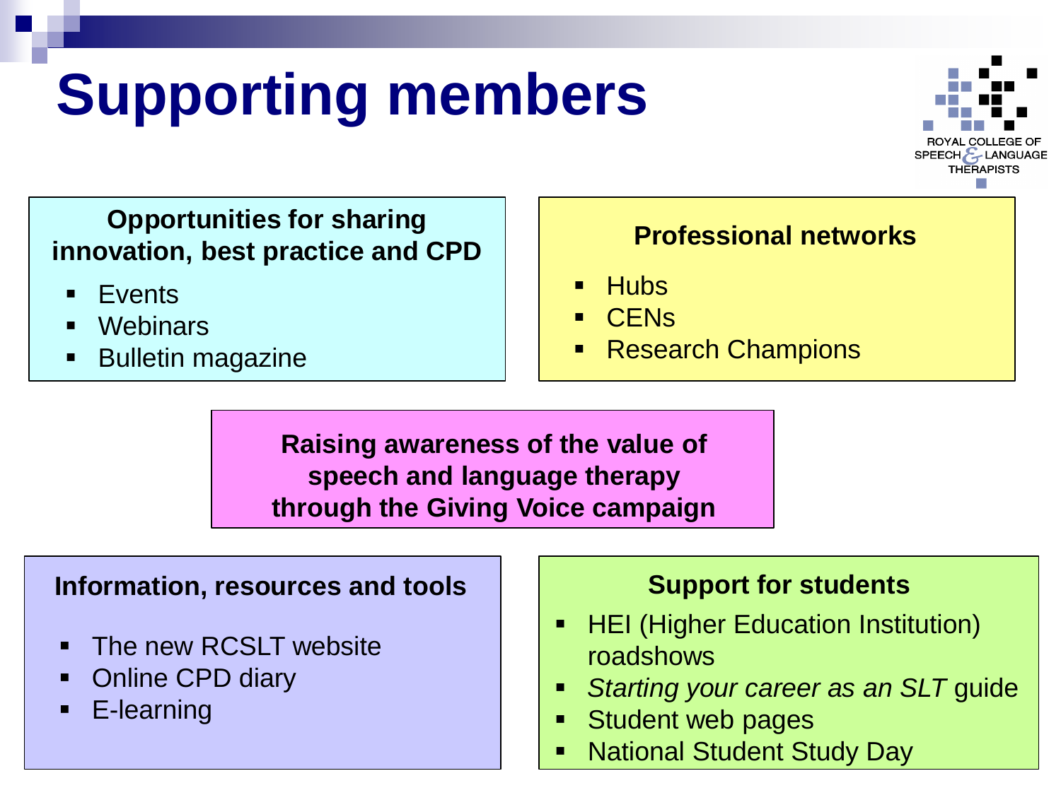# Supporting members

ROYAL COLLEGE OF SPEECH & LANGUAGE THERAPISTS

### Opportunities for sharing innovation, best practice and CPD

- Events
- Webinars
- Bulletin magazine

### Professional networks

- Hubs
- CENs
- Research Champions

**Raising awareness of the value of speech and language therapy through the Giving Voice campaign**

### Information, resources and tools

- The new RCSLT website
- Online CPD diary
- E-learning

### Support for students

- HEI (Higher Education Institution) roadshows
- *Starting your career as an SLT* guide
- Student web pages
- National Student Study Day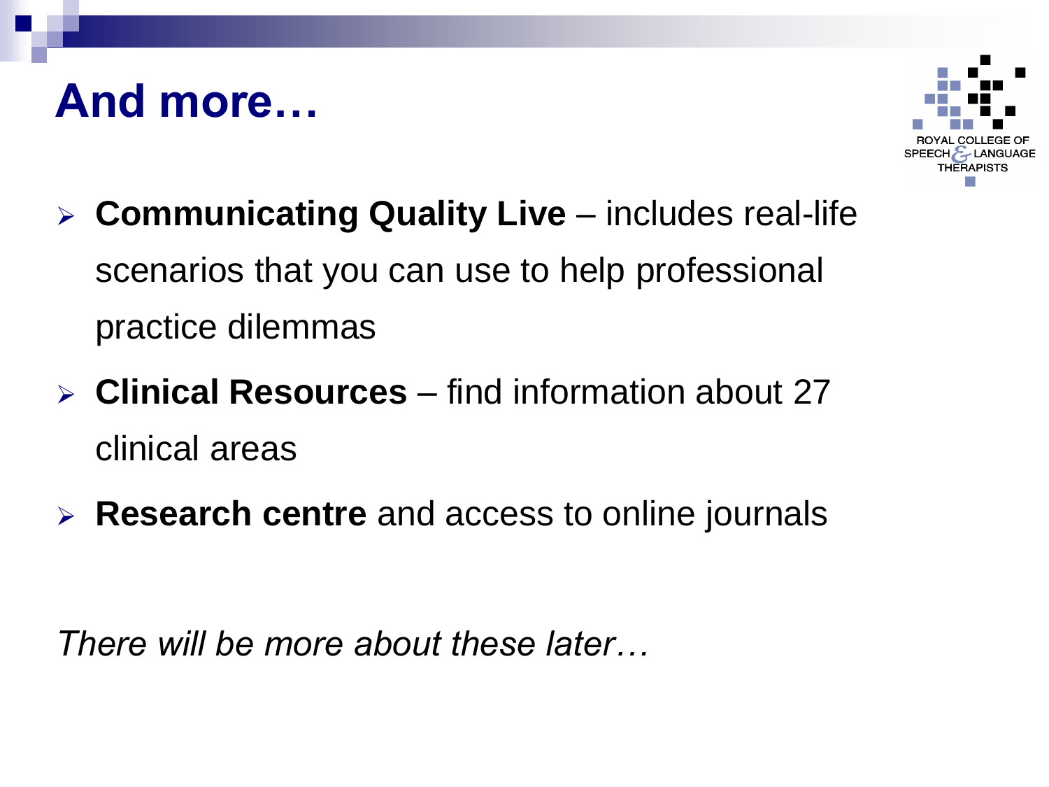# And more…

- **Communicating Quality Live** – includes real-life scenarios that you can use to help professional practice dilemmas
- **Clinical Resources** – find information about 27 clinical areas
- **Research centre** and access to online journals

*There will be more about these later…*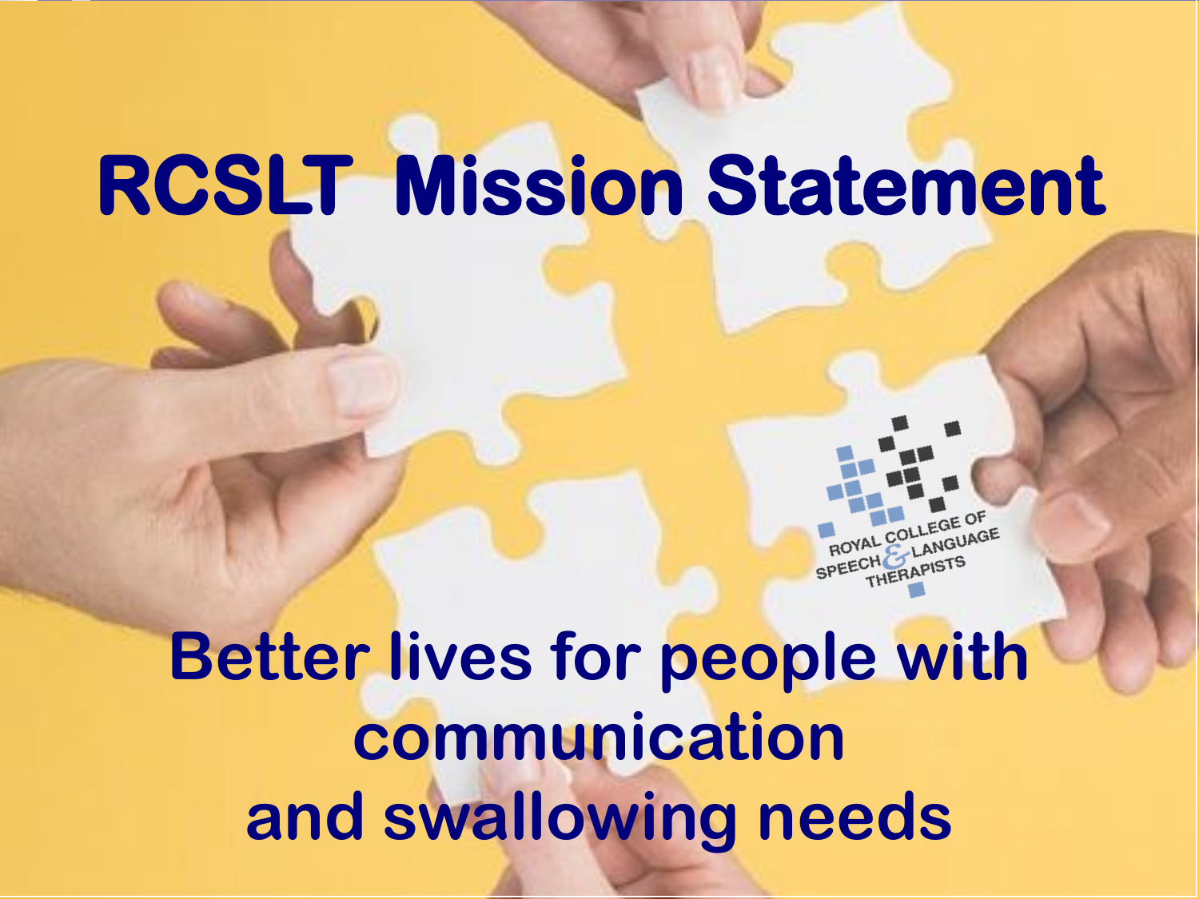# RCSLT Mission Statement

ROYAL COLLEGE OF SPEECH & LANGUAGE THERAPISTS

**Better lives for people with communication and swallowing needs**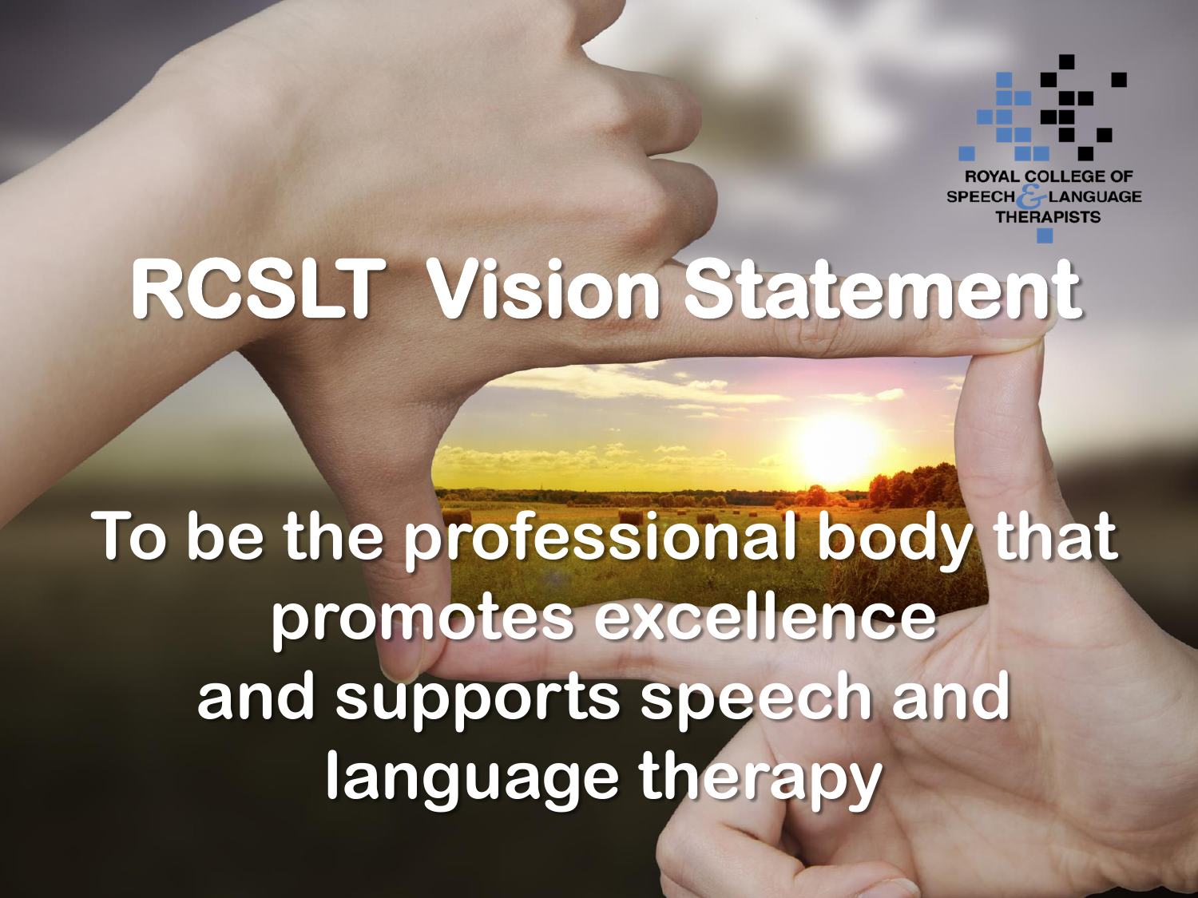ROYAL COLLEGE OF SPEECH & LANGUAGE THERAPISTS

# RCSLT Vision Statement

**To be the professional body that promotes excellence and supports speech and language therapy**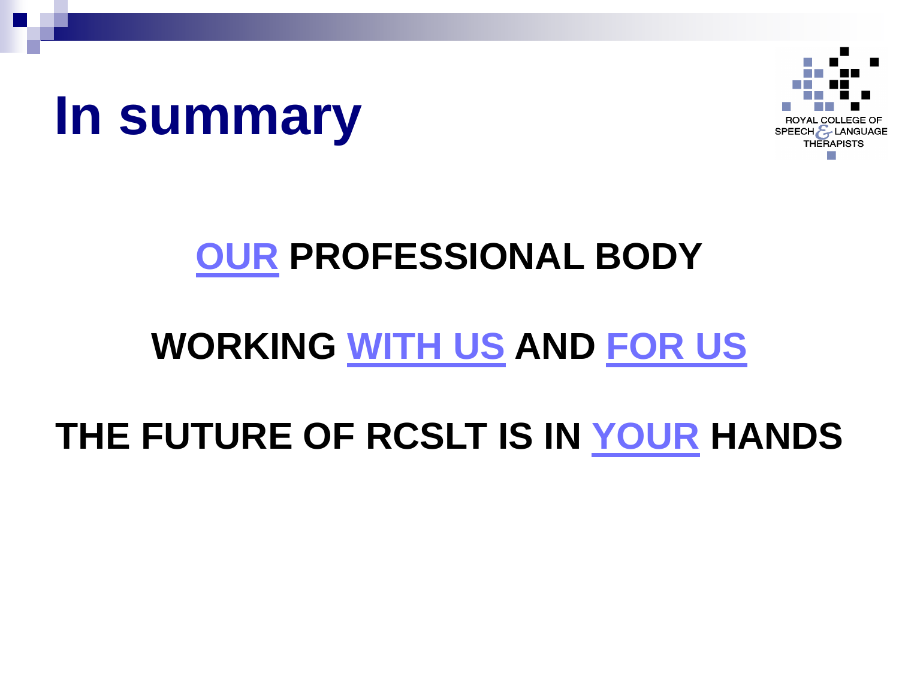# In summary

ROYAL COLLEGE OF SPEECH & LANGUAGE THERAPISTS

**OUR PROFESSIONAL BODY**

**WORKING WITH US AND FOR US**

**THE FUTURE OF RCSLT IS IN YOUR HANDS**